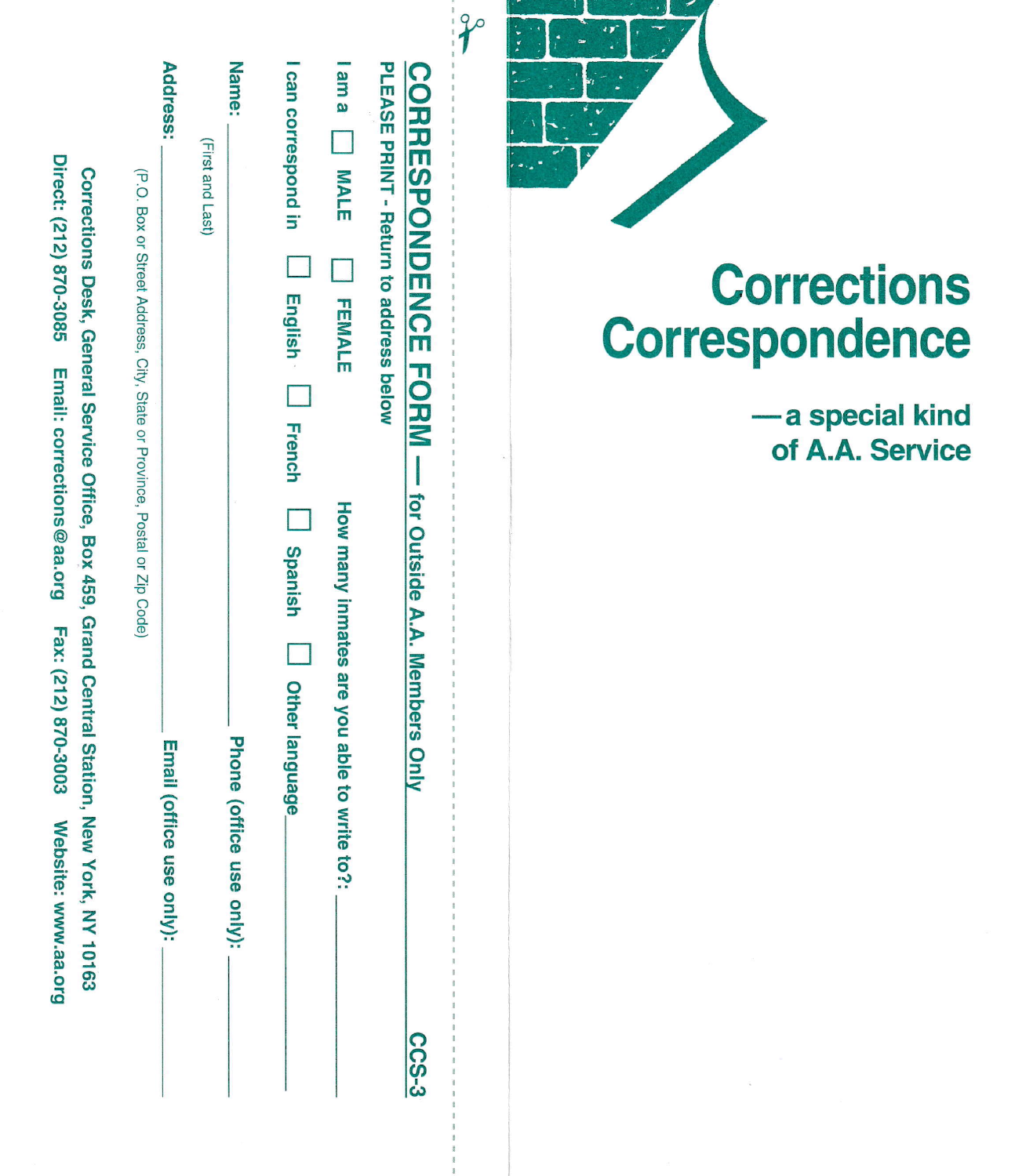# Corrections Correspondence

## —a special kind of A.A. Service

---

## CORRESPONDENCE FORM — for Outside A.A. Members Only

CCS-3

PLEASE PRINT - Return to address below

I am a ☐ MALE ☐ FEMALE    How many inmates are you able to write to?: ______

I can correspond in ☐ English ☐ French ☐ Spanish ☐ Other language ______

Name: ______________________ Phone (office use only): ______
(First and Last)

Address: ______________________ Email (office use only): ______
(P.O. Box or Street Address, City, State or Province, Postal or Zip Code)

Corrections Desk, General Service Office, Box 459, Grand Central Station, New York, NY 10163

Direct: (212) 870-3085    Email: corrections@aa.org    Fax: (212) 870-3003    Website: www.aa.org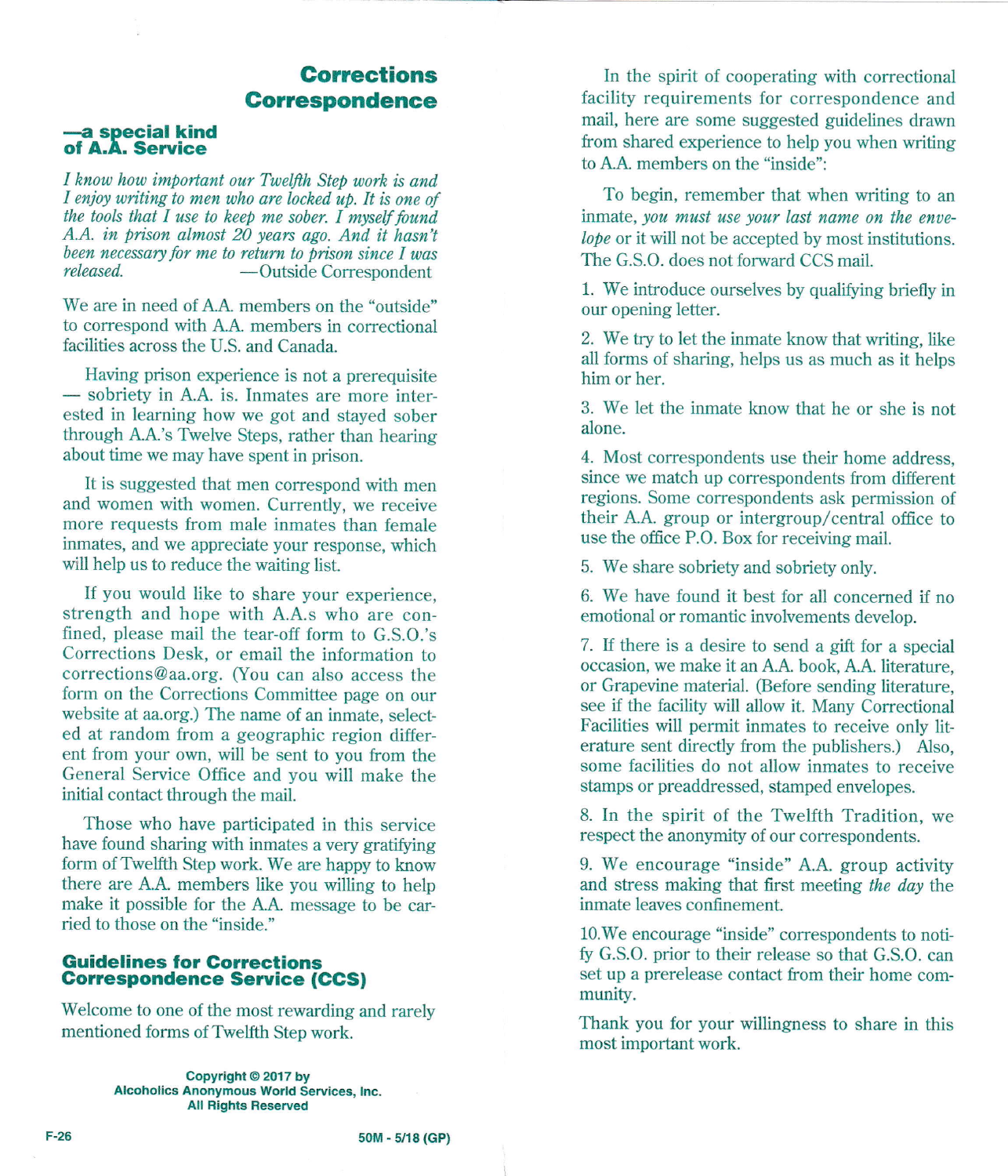# Corrections Correspondence

## —a special kind of A.A. Service

*I know how important our Twelfth Step work is and I enjoy writing to men who are locked up. It is one of the tools that I use to keep me sober. I myself found A.A. in prison almost 20 years ago. And it hasn't been necessary for me to return to prison since I was released.* —Outside Correspondent

We are in need of A.A. members on the "outside" to correspond with A.A. members in correctional facilities across the U.S. and Canada.

Having prison experience is not a prerequisite — sobriety in A.A. is. Inmates are more interested in learning how we got and stayed sober through A.A.'s Twelve Steps, rather than hearing about time we may have spent in prison.

It is suggested that men correspond with men and women with women. Currently, we receive more requests from male inmates than female inmates, and we appreciate your response, which will help us to reduce the waiting list.

If you would like to share your experience, strength and hope with A.A.s who are confined, please mail the tear-off form to G.S.O.'s Corrections Desk, or email the information to corrections@aa.org. (You can also access the form on the Corrections Committee page on our website at aa.org.) The name of an inmate, selected at random from a geographic region different from your own, will be sent to you from the General Service Office and you will make the initial contact through the mail.

Those who have participated in this service have found sharing with inmates a very gratifying form of Twelfth Step work. We are happy to know there are A.A. members like you willing to help make it possible for the A.A. message to be carried to those on the "inside."

## Guidelines for Corrections Correspondence Service (CCS)

Welcome to one of the most rewarding and rarely mentioned forms of Twelfth Step work.

In the spirit of cooperating with correctional facility requirements for correspondence and mail, here are some suggested guidelines drawn from shared experience to help you when writing to A.A. members on the "inside":

To begin, remember that when writing to an inmate, *you must use your last name on the envelope* or it will not be accepted by most institutions. The G.S.O. does not forward CCS mail.

1. We introduce ourselves by qualifying briefly in our opening letter.
2. We try to let the inmate know that writing, like all forms of sharing, helps us as much as it helps him or her.
3. We let the inmate know that he or she is not alone.
4. Most correspondents use their home address, since we match up correspondents from different regions. Some correspondents ask permission of their A.A. group or intergroup/central office to use the office P.O. Box for receiving mail.
5. We share sobriety and sobriety only.
6. We have found it best for all concerned if no emotional or romantic involvements develop.
7. If there is a desire to send a gift for a special occasion, we make it an A.A. book, A.A. literature, or Grapevine material. (Before sending literature, see if the facility will allow it. Many Correctional Facilities will permit inmates to receive only literature sent directly from the publishers.) Also, some facilities do not allow inmates to receive stamps or preaddressed, stamped envelopes.
8. In the spirit of the Twelfth Tradition, we respect the anonymity of our correspondents.
9. We encourage "inside" A.A. group activity and stress making that first meeting *the day* the inmate leaves confinement.
10. We encourage "inside" correspondents to notify G.S.O. prior to their release so that G.S.O. can set up a prerelease contact from their home community.

Thank you for your willingness to share in this most important work.

Copyright © 2017 by
Alcoholics Anonymous World Services, Inc.
All Rights Reserved

F-26

50M - 5/18 (GP)